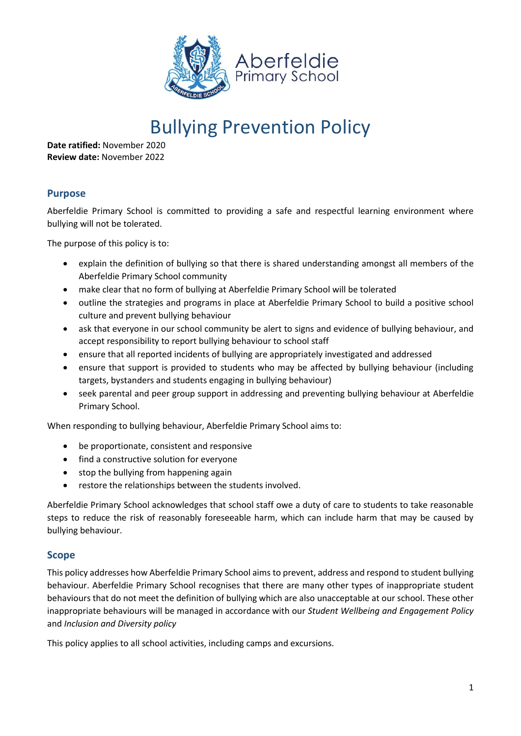Aberfeldie Primary School

# Bullying Prevention Policy

**Date ratified:** November 2020
**Review date:** November 2022

## Purpose

Aberfeldie Primary School is committed to providing a safe and respectful learning environment where bullying will not be tolerated.

The purpose of this policy is to:

- explain the definition of bullying so that there is shared understanding amongst all members of the Aberfeldie Primary School community
- make clear that no form of bullying at Aberfeldie Primary School will be tolerated
- outline the strategies and programs in place at Aberfeldie Primary School to build a positive school culture and prevent bullying behaviour
- ask that everyone in our school community be alert to signs and evidence of bullying behaviour, and accept responsibility to report bullying behaviour to school staff
- ensure that all reported incidents of bullying are appropriately investigated and addressed
- ensure that support is provided to students who may be affected by bullying behaviour (including targets, bystanders and students engaging in bullying behaviour)
- seek parental and peer group support in addressing and preventing bullying behaviour at Aberfeldie Primary School.

When responding to bullying behaviour, Aberfeldie Primary School aims to:

- be proportionate, consistent and responsive
- find a constructive solution for everyone
- stop the bullying from happening again
- restore the relationships between the students involved.

Aberfeldie Primary School acknowledges that school staff owe a duty of care to students to take reasonable steps to reduce the risk of reasonably foreseeable harm, which can include harm that may be caused by bullying behaviour.

## Scope

This policy addresses how Aberfeldie Primary School aims to prevent, address and respond to student bullying behaviour. Aberfeldie Primary School recognises that there are many other types of inappropriate student behaviours that do not meet the definition of bullying which are also unacceptable at our school. These other inappropriate behaviours will be managed in accordance with our *Student Wellbeing and Engagement Policy* and *Inclusion and Diversity policy*

This policy applies to all school activities, including camps and excursions.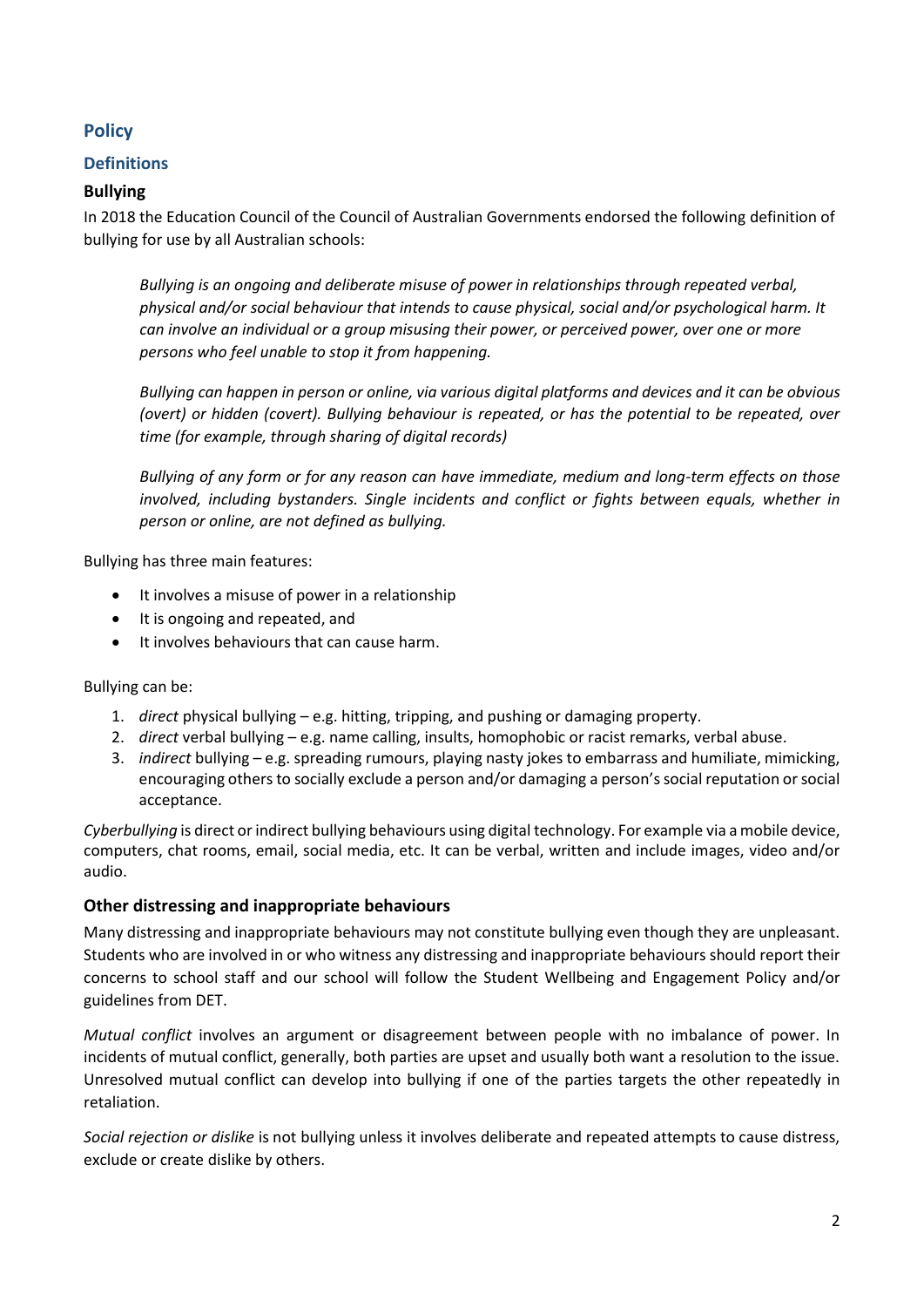## Policy

### Definitions

#### Bullying

In 2018 the Education Council of the Council of Australian Governments endorsed the following definition of bullying for use by all Australian schools:

> *Bullying is an ongoing and deliberate misuse of power in relationships through repeated verbal, physical and/or social behaviour that intends to cause physical, social and/or psychological harm. It can involve an individual or a group misusing their power, or perceived power, over one or more persons who feel unable to stop it from happening.*
>
> *Bullying can happen in person or online, via various digital platforms and devices and it can be obvious (overt) or hidden (covert). Bullying behaviour is repeated, or has the potential to be repeated, over time (for example, through sharing of digital records)*
>
> *Bullying of any form or for any reason can have immediate, medium and long-term effects on those involved, including bystanders. Single incidents and conflict or fights between equals, whether in person or online, are not defined as bullying.*

Bullying has three main features:

- It involves a misuse of power in a relationship
- It is ongoing and repeated, and
- It involves behaviours that can cause harm.

Bullying can be:

1. *direct* physical bullying – e.g. hitting, tripping, and pushing or damaging property.
2. *direct* verbal bullying – e.g. name calling, insults, homophobic or racist remarks, verbal abuse.
3. *indirect* bullying – e.g. spreading rumours, playing nasty jokes to embarrass and humiliate, mimicking, encouraging others to socially exclude a person and/or damaging a person's social reputation or social acceptance.

*Cyberbullying* is direct or indirect bullying behaviours using digital technology. For example via a mobile device, computers, chat rooms, email, social media, etc. It can be verbal, written and include images, video and/or audio.

#### Other distressing and inappropriate behaviours

Many distressing and inappropriate behaviours may not constitute bullying even though they are unpleasant. Students who are involved in or who witness any distressing and inappropriate behaviours should report their concerns to school staff and our school will follow the Student Wellbeing and Engagement Policy and/or guidelines from DET.

*Mutual conflict* involves an argument or disagreement between people with no imbalance of power. In incidents of mutual conflict, generally, both parties are upset and usually both want a resolution to the issue. Unresolved mutual conflict can develop into bullying if one of the parties targets the other repeatedly in retaliation.

*Social rejection or dislike* is not bullying unless it involves deliberate and repeated attempts to cause distress, exclude or create dislike by others.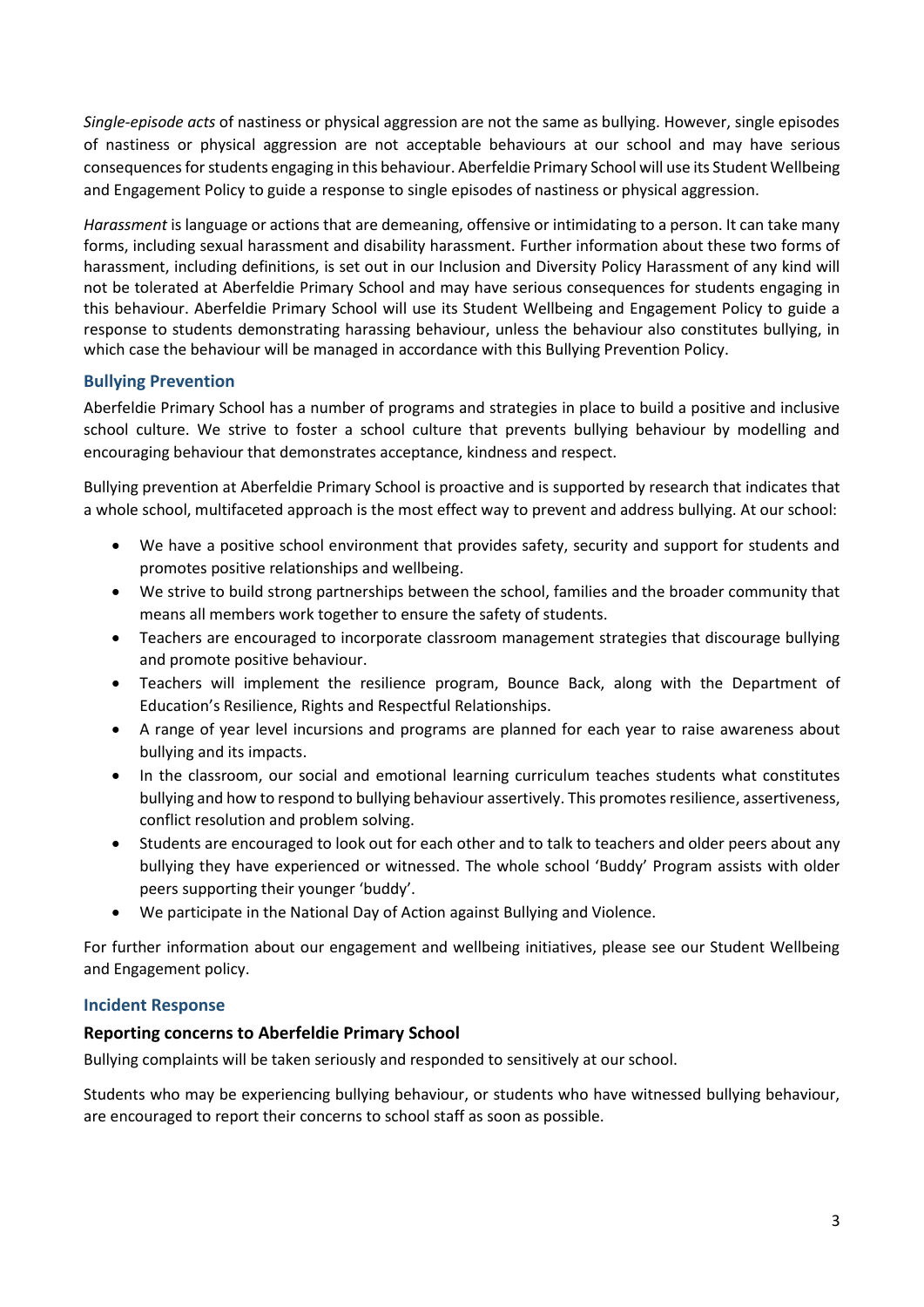*Single-episode acts* of nastiness or physical aggression are not the same as bullying. However, single episodes of nastiness or physical aggression are not acceptable behaviours at our school and may have serious consequences for students engaging in this behaviour. Aberfeldie Primary School will use its Student Wellbeing and Engagement Policy to guide a response to single episodes of nastiness or physical aggression.

*Harassment* is language or actions that are demeaning, offensive or intimidating to a person. It can take many forms, including sexual harassment and disability harassment. Further information about these two forms of harassment, including definitions, is set out in our Inclusion and Diversity Policy Harassment of any kind will not be tolerated at Aberfeldie Primary School and may have serious consequences for students engaging in this behaviour. Aberfeldie Primary School will use its Student Wellbeing and Engagement Policy to guide a response to students demonstrating harassing behaviour, unless the behaviour also constitutes bullying, in which case the behaviour will be managed in accordance with this Bullying Prevention Policy.

## Bullying Prevention

Aberfeldie Primary School has a number of programs and strategies in place to build a positive and inclusive school culture. We strive to foster a school culture that prevents bullying behaviour by modelling and encouraging behaviour that demonstrates acceptance, kindness and respect.

Bullying prevention at Aberfeldie Primary School is proactive and is supported by research that indicates that a whole school, multifaceted approach is the most effect way to prevent and address bullying. At our school:

- We have a positive school environment that provides safety, security and support for students and promotes positive relationships and wellbeing.
- We strive to build strong partnerships between the school, families and the broader community that means all members work together to ensure the safety of students.
- Teachers are encouraged to incorporate classroom management strategies that discourage bullying and promote positive behaviour.
- Teachers will implement the resilience program, Bounce Back, along with the Department of Education's Resilience, Rights and Respectful Relationships.
- A range of year level incursions and programs are planned for each year to raise awareness about bullying and its impacts.
- In the classroom, our social and emotional learning curriculum teaches students what constitutes bullying and how to respond to bullying behaviour assertively. This promotes resilience, assertiveness, conflict resolution and problem solving.
- Students are encouraged to look out for each other and to talk to teachers and older peers about any bullying they have experienced or witnessed. The whole school 'Buddy' Program assists with older peers supporting their younger 'buddy'.
- We participate in the National Day of Action against Bullying and Violence.

For further information about our engagement and wellbeing initiatives, please see our Student Wellbeing and Engagement policy.

## Incident Response

### Reporting concerns to Aberfeldie Primary School

Bullying complaints will be taken seriously and responded to sensitively at our school.

Students who may be experiencing bullying behaviour, or students who have witnessed bullying behaviour, are encouraged to report their concerns to school staff as soon as possible.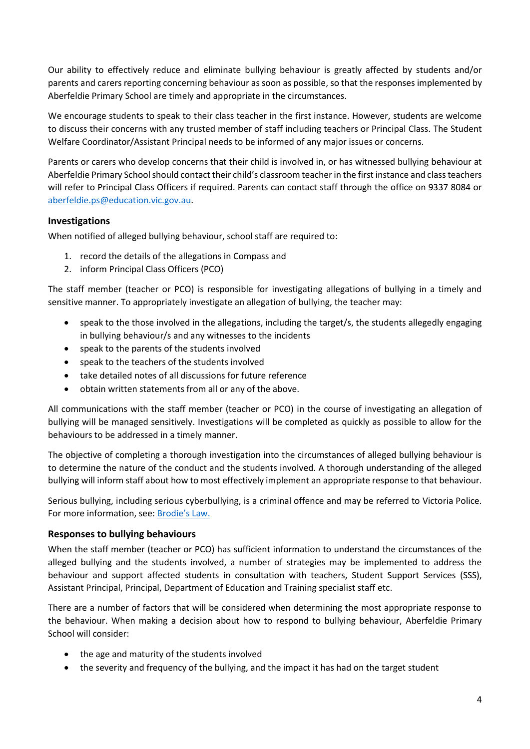Our ability to effectively reduce and eliminate bullying behaviour is greatly affected by students and/or parents and carers reporting concerning behaviour as soon as possible, so that the responses implemented by Aberfeldie Primary School are timely and appropriate in the circumstances.

We encourage students to speak to their class teacher in the first instance. However, students are welcome to discuss their concerns with any trusted member of staff including teachers or Principal Class. The Student Welfare Coordinator/Assistant Principal needs to be informed of any major issues or concerns.

Parents or carers who develop concerns that their child is involved in, or has witnessed bullying behaviour at Aberfeldie Primary School should contact their child's classroom teacher in the first instance and class teachers will refer to Principal Class Officers if required. Parents can contact staff through the office on 9337 8084 or [aberfeldie.ps@education.vic.gov.au](mailto:aberfeldie.ps@education.vic.gov.au).

### Investigations

When notified of alleged bullying behaviour, school staff are required to:

1. record the details of the allegations in Compass and
2. inform Principal Class Officers (PCO)

The staff member (teacher or PCO) is responsible for investigating allegations of bullying in a timely and sensitive manner. To appropriately investigate an allegation of bullying, the teacher may:

- speak to the those involved in the allegations, including the target/s, the students allegedly engaging in bullying behaviour/s and any witnesses to the incidents
- speak to the parents of the students involved
- speak to the teachers of the students involved
- take detailed notes of all discussions for future reference
- obtain written statements from all or any of the above.

All communications with the staff member (teacher or PCO) in the course of investigating an allegation of bullying will be managed sensitively. Investigations will be completed as quickly as possible to allow for the behaviours to be addressed in a timely manner.

The objective of completing a thorough investigation into the circumstances of alleged bullying behaviour is to determine the nature of the conduct and the students involved. A thorough understanding of the alleged bullying will inform staff about how to most effectively implement an appropriate response to that behaviour.

Serious bullying, including serious cyberbullying, is a criminal offence and may be referred to Victoria Police. For more information, see: [Brodie's Law.](#)

### Responses to bullying behaviours

When the staff member (teacher or PCO) has sufficient information to understand the circumstances of the alleged bullying and the students involved, a number of strategies may be implemented to address the behaviour and support affected students in consultation with teachers, Student Support Services (SSS), Assistant Principal, Principal, Department of Education and Training specialist staff etc.

There are a number of factors that will be considered when determining the most appropriate response to the behaviour. When making a decision about how to respond to bullying behaviour, Aberfeldie Primary School will consider:

- the age and maturity of the students involved
- the severity and frequency of the bullying, and the impact it has had on the target student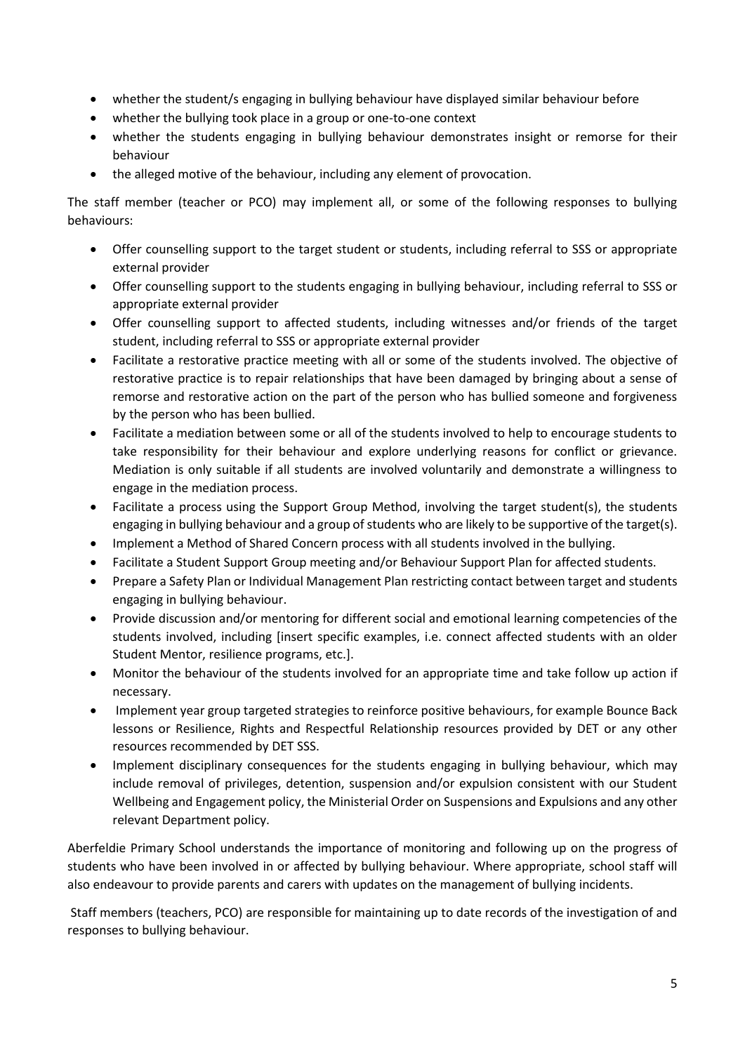- whether the student/s engaging in bullying behaviour have displayed similar behaviour before
- whether the bullying took place in a group or one-to-one context
- whether the students engaging in bullying behaviour demonstrates insight or remorse for their behaviour
- the alleged motive of the behaviour, including any element of provocation.

The staff member (teacher or PCO) may implement all, or some of the following responses to bullying behaviours:

- Offer counselling support to the target student or students, including referral to SSS or appropriate external provider
- Offer counselling support to the students engaging in bullying behaviour, including referral to SSS or appropriate external provider
- Offer counselling support to affected students, including witnesses and/or friends of the target student, including referral to SSS or appropriate external provider
- Facilitate a restorative practice meeting with all or some of the students involved. The objective of restorative practice is to repair relationships that have been damaged by bringing about a sense of remorse and restorative action on the part of the person who has bullied someone and forgiveness by the person who has been bullied.
- Facilitate a mediation between some or all of the students involved to help to encourage students to take responsibility for their behaviour and explore underlying reasons for conflict or grievance. Mediation is only suitable if all students are involved voluntarily and demonstrate a willingness to engage in the mediation process.
- Facilitate a process using the Support Group Method, involving the target student(s), the students engaging in bullying behaviour and a group of students who are likely to be supportive of the target(s).
- Implement a Method of Shared Concern process with all students involved in the bullying.
- Facilitate a Student Support Group meeting and/or Behaviour Support Plan for affected students.
- Prepare a Safety Plan or Individual Management Plan restricting contact between target and students engaging in bullying behaviour.
- Provide discussion and/or mentoring for different social and emotional learning competencies of the students involved, including [insert specific examples, i.e. connect affected students with an older Student Mentor, resilience programs, etc.].
- Monitor the behaviour of the students involved for an appropriate time and take follow up action if necessary.
- Implement year group targeted strategies to reinforce positive behaviours, for example Bounce Back lessons or Resilience, Rights and Respectful Relationship resources provided by DET or any other resources recommended by DET SSS.
- Implement disciplinary consequences for the students engaging in bullying behaviour, which may include removal of privileges, detention, suspension and/or expulsion consistent with our Student Wellbeing and Engagement policy, the Ministerial Order on Suspensions and Expulsions and any other relevant Department policy.

Aberfeldie Primary School understands the importance of monitoring and following up on the progress of students who have been involved in or affected by bullying behaviour. Where appropriate, school staff will also endeavour to provide parents and carers with updates on the management of bullying incidents.

Staff members (teachers, PCO) are responsible for maintaining up to date records of the investigation of and responses to bullying behaviour.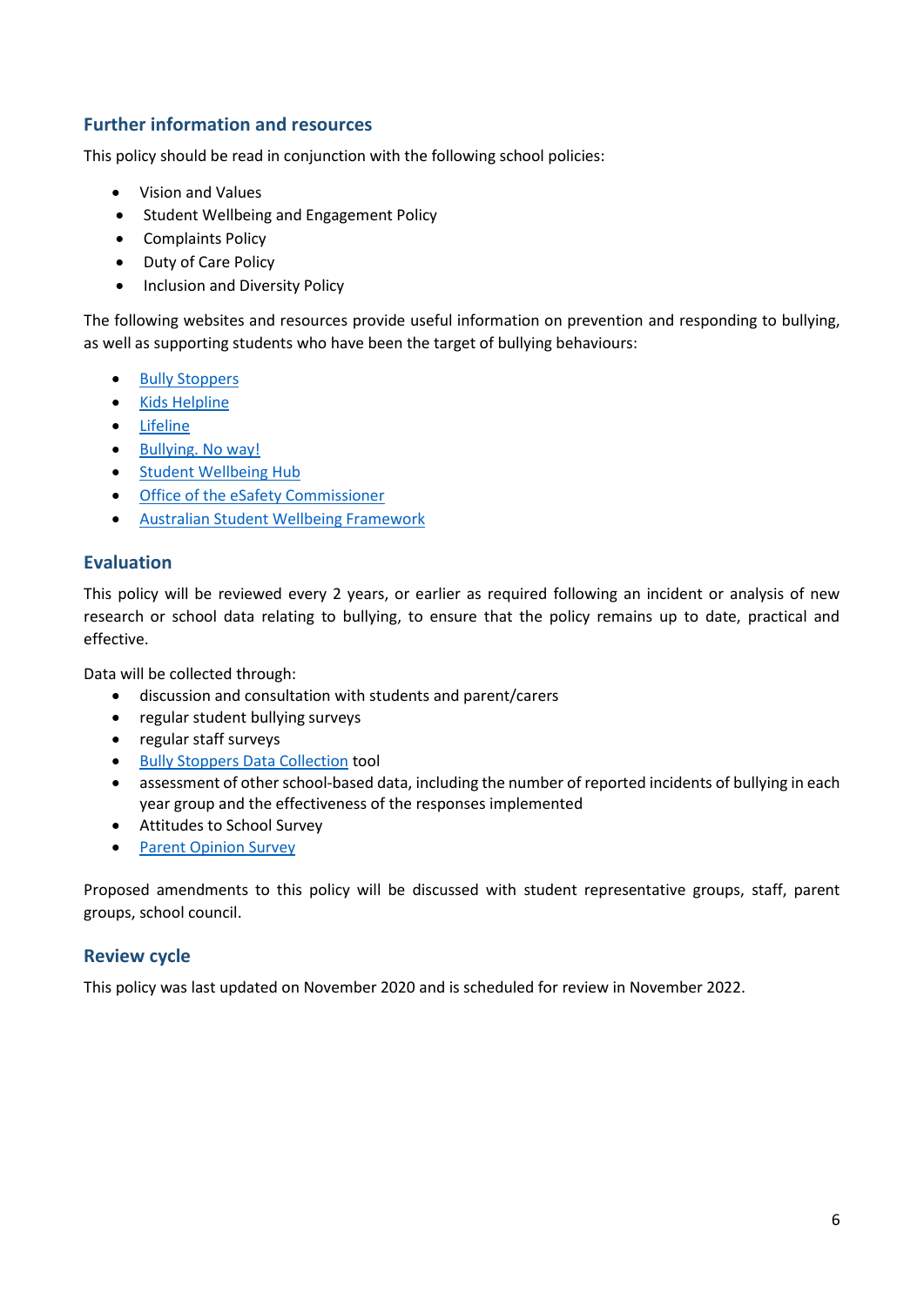## Further information and resources

This policy should be read in conjunction with the following school policies:

- Vision and Values
- Student Wellbeing and Engagement Policy
- Complaints Policy
- Duty of Care Policy
- Inclusion and Diversity Policy

The following websites and resources provide useful information on prevention and responding to bullying, as well as supporting students who have been the target of bullying behaviours:

- Bully Stoppers
- Kids Helpline
- Lifeline
- Bullying. No way!
- Student Wellbeing Hub
- Office of the eSafety Commissioner
- Australian Student Wellbeing Framework

## Evaluation

This policy will be reviewed every 2 years, or earlier as required following an incident or analysis of new research or school data relating to bullying, to ensure that the policy remains up to date, practical and effective.

Data will be collected through:

- discussion and consultation with students and parent/carers
- regular student bullying surveys
- regular staff surveys
- Bully Stoppers Data Collection tool
- assessment of other school-based data, including the number of reported incidents of bullying in each year group and the effectiveness of the responses implemented
- Attitudes to School Survey
- Parent Opinion Survey

Proposed amendments to this policy will be discussed with student representative groups, staff, parent groups, school council.

## Review cycle

This policy was last updated on November 2020 and is scheduled for review in November 2022.